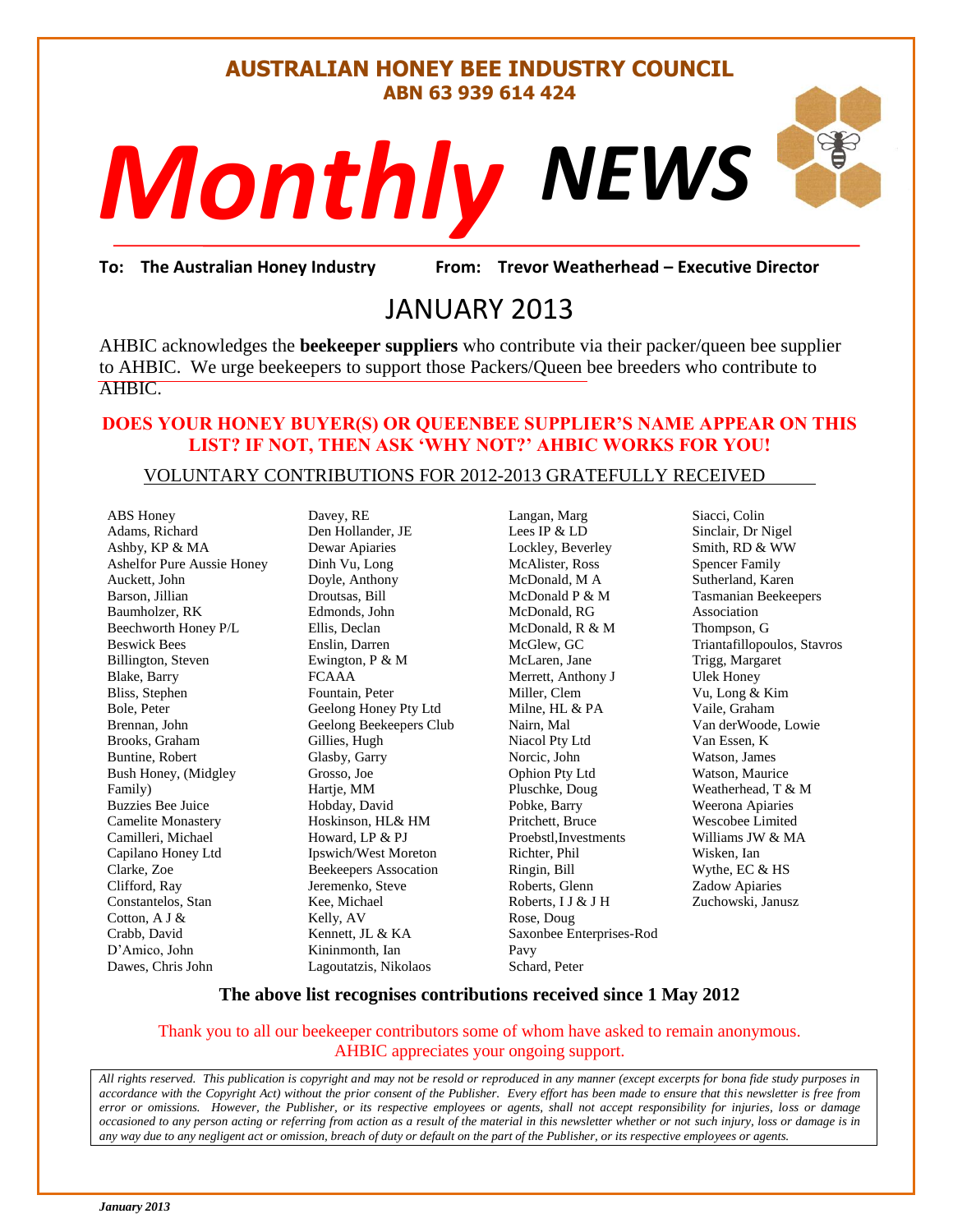# AUSTRALIAN HONEY BEE INDUSTRY COUNCIL

**ABN 63 939 614 424**

# *Monthly* NEWS

**To: The Australian Honey Industry** **From: Trevor Weatherhead – Executive Director**

## JANUARY 2013

AHBIC acknowledges the **beekeeper suppliers** who contribute via their packer/queen bee supplier to AHBIC. We urge beekeepers to support those Packers/Queen bee breeders who contribute to AHBIC.

**DOES YOUR HONEY BUYER(S) OR QUEENBEE SUPPLIER'S NAME APPEAR ON THIS LIST? IF NOT, THEN ASK 'WHY NOT?' AHBIC WORKS FOR YOU!**

VOLUNTARY CONTRIBUTIONS FOR 2012-2013 GRATEFULLY RECEIVED

ABS Honey
Adams, Richard
Ashby, KP & MA
Ashelfor Pure Aussie Honey
Auckett, John
Barson, Jillian
Baumholzer, RK
Beechworth Honey P/L
Beswick Bees
Billington, Steven
Blake, Barry
Bliss, Stephen
Bole, Peter
Brennan, John
Brooks, Graham
Buntine, Robert
Bush Honey, (Midgley Family)
Buzzies Bee Juice
Camelite Monastery
Camilleri, Michael
Capilano Honey Ltd
Clarke, Zoe
Clifford, Ray
Constantelos, Stan
Cotton, A J &
Crabb, David
D'Amico, John
Dawes, Chris John
Davey, RE
Den Hollander, JE
Dewar Apiaries
Dinh Vu, Long
Doyle, Anthony
Droutsas, Bill
Edmonds, John
Ellis, Declan
Enslin, Darren
Ewington, P & M
FCAAA
Fountain, Peter
Geelong Honey Pty Ltd
Geelong Beekeepers Club
Gillies, Hugh
Glasby, Garry
Grosso, Joe
Hartje, MM
Hobday, David
Hoskinson, HL& HM
Howard, LP & PJ
Ipswich/West Moreton Beekeepers Assocation
Jeremenko, Steve
Kee, Michael
Kelly, AV
Kennett, JL & KA
Kininmonth, Ian
Lagoutatzis, Nikolaos
Langan, Marg
Lees IP & LD
Lockley, Beverley
McAlister, Ross
McDonald, M A
McDonald P & M
McDonald, RG
McDonald, R & M
McGlew, GC
McLaren, Jane
Merrett, Anthony J
Miller, Clem
Milne, HL & PA
Nairn, Mal
Niacol Pty Ltd
Norcic, John
Ophion Pty Ltd
Pluschke, Doug
Pobke, Barry
Pritchett, Bruce
Proebstl,Investments
Richter, Phil
Ringin, Bill
Roberts, Glenn
Roberts, I J & J H
Rose, Doug
Saxonbee Enterprises-Rod Pavy
Schard, Peter
Siacci, Colin
Sinclair, Dr Nigel
Smith, RD & WW
Spencer Family
Sutherland, Karen
Tasmanian Beekeepers Association
Thompson, G
Triantafillopoulos, Stavros
Trigg, Margaret
Ulek Honey
Vu, Long & Kim
Vaile, Graham
Van derWoode, Lowie
Van Essen, K
Watson, James
Watson, Maurice
Weatherhead, T & M
Weerona Apiaries
Wescobee Limited
Williams JW & MA
Wisken, Ian
Wythe, EC & HS
Zadow Apiaries
Zuchowski, Janusz

**The above list recognises contributions received since 1 May 2012**

Thank you to all our beekeeper contributors some of whom have asked to remain anonymous. AHBIC appreciates your ongoing support.

*All rights reserved. This publication is copyright and may not be resold or reproduced in any manner (except excerpts for bona fide study purposes in accordance with the Copyright Act) without the prior consent of the Publisher. Every effort has been made to ensure that this newsletter is free from error or omissions. However, the Publisher, or its respective employees or agents, shall not accept responsibility for injuries, loss or damage occasioned to any person acting or referring from action as a result of the material in this newsletter whether or not such injury, loss or damage is in any way due to any negligent act or omission, breach of duty or default on the part of the Publisher, or its respective employees or agents.*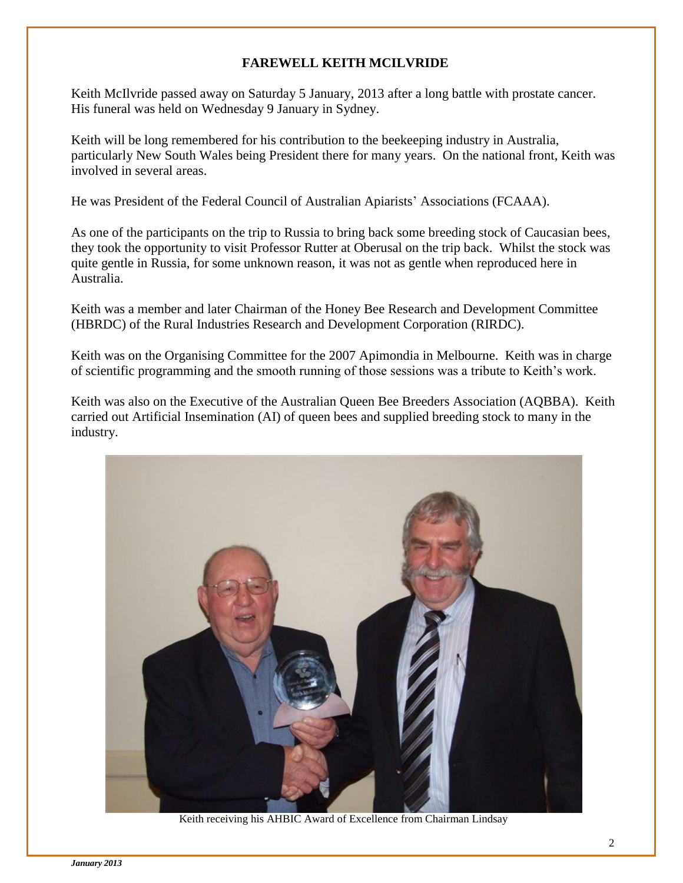## FAREWELL KEITH MCILVRIDE

Keith McIlvride passed away on Saturday 5 January, 2013 after a long battle with prostate cancer. His funeral was held on Wednesday 9 January in Sydney.

Keith will be long remembered for his contribution to the beekeeping industry in Australia, particularly New South Wales being President there for many years. On the national front, Keith was involved in several areas.

He was President of the Federal Council of Australian Apiarists' Associations (FCAAA).

As one of the participants on the trip to Russia to bring back some breeding stock of Caucasian bees, they took the opportunity to visit Professor Rutter at Oberusal on the trip back. Whilst the stock was quite gentle in Russia, for some unknown reason, it was not as gentle when reproduced here in Australia.

Keith was a member and later Chairman of the Honey Bee Research and Development Committee (HBRDC) of the Rural Industries Research and Development Corporation (RIRDC).

Keith was on the Organising Committee for the 2007 Apimondia in Melbourne. Keith was in charge of scientific programming and the smooth running of those sessions was a tribute to Keith's work.

Keith was also on the Executive of the Australian Queen Bee Breeders Association (AQBBA). Keith carried out Artificial Insemination (AI) of queen bees and supplied breeding stock to many in the industry.

Keith receiving his AHBIC Award of Excellence from Chairman Lindsay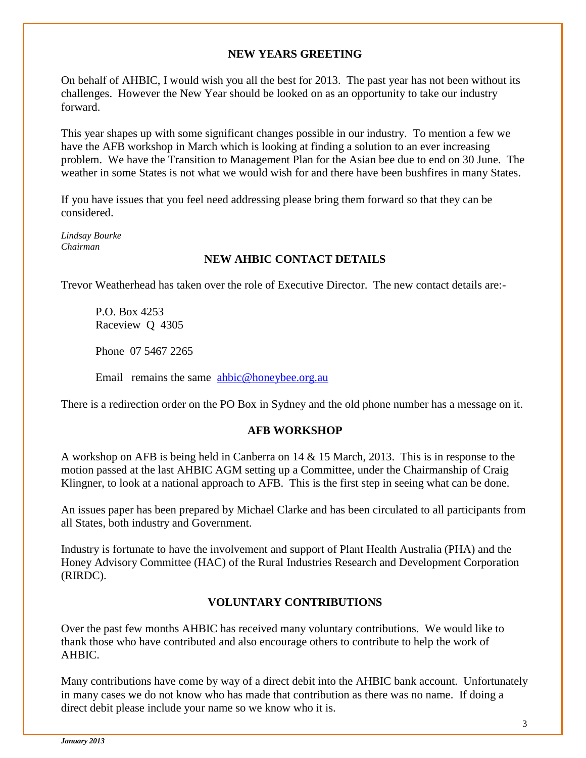## NEW YEARS GREETING

On behalf of AHBIC, I would wish you all the best for 2013. The past year has not been without its challenges. However the New Year should be looked on as an opportunity to take our industry forward.

This year shapes up with some significant changes possible in our industry. To mention a few we have the AFB workshop in March which is looking at finding a solution to an ever increasing problem. We have the Transition to Management Plan for the Asian bee due to end on 30 June. The weather in some States is not what we would wish for and there have been bushfires in many States.

If you have issues that you feel need addressing please bring them forward so that they can be considered.

*Lindsay Bourke*
*Chairman*

## NEW AHBIC CONTACT DETAILS

Trevor Weatherhead has taken over the role of Executive Director. The new contact details are:-

P.O. Box 4253
Raceview Q 4305

Phone 07 5467 2265

Email remains the same ahbic@honeybee.org.au

There is a redirection order on the PO Box in Sydney and the old phone number has a message on it.

## AFB WORKSHOP

A workshop on AFB is being held in Canberra on 14 & 15 March, 2013. This is in response to the motion passed at the last AHBIC AGM setting up a Committee, under the Chairmanship of Craig Klingner, to look at a national approach to AFB. This is the first step in seeing what can be done.

An issues paper has been prepared by Michael Clarke and has been circulated to all participants from all States, both industry and Government.

Industry is fortunate to have the involvement and support of Plant Health Australia (PHA) and the Honey Advisory Committee (HAC) of the Rural Industries Research and Development Corporation (RIRDC).

## VOLUNTARY CONTRIBUTIONS

Over the past few months AHBIC has received many voluntary contributions. We would like to thank those who have contributed and also encourage others to contribute to help the work of AHBIC.

Many contributions have come by way of a direct debit into the AHBIC bank account. Unfortunately in many cases we do not know who has made that contribution as there was no name. If doing a direct debit please include your name so we know who it is.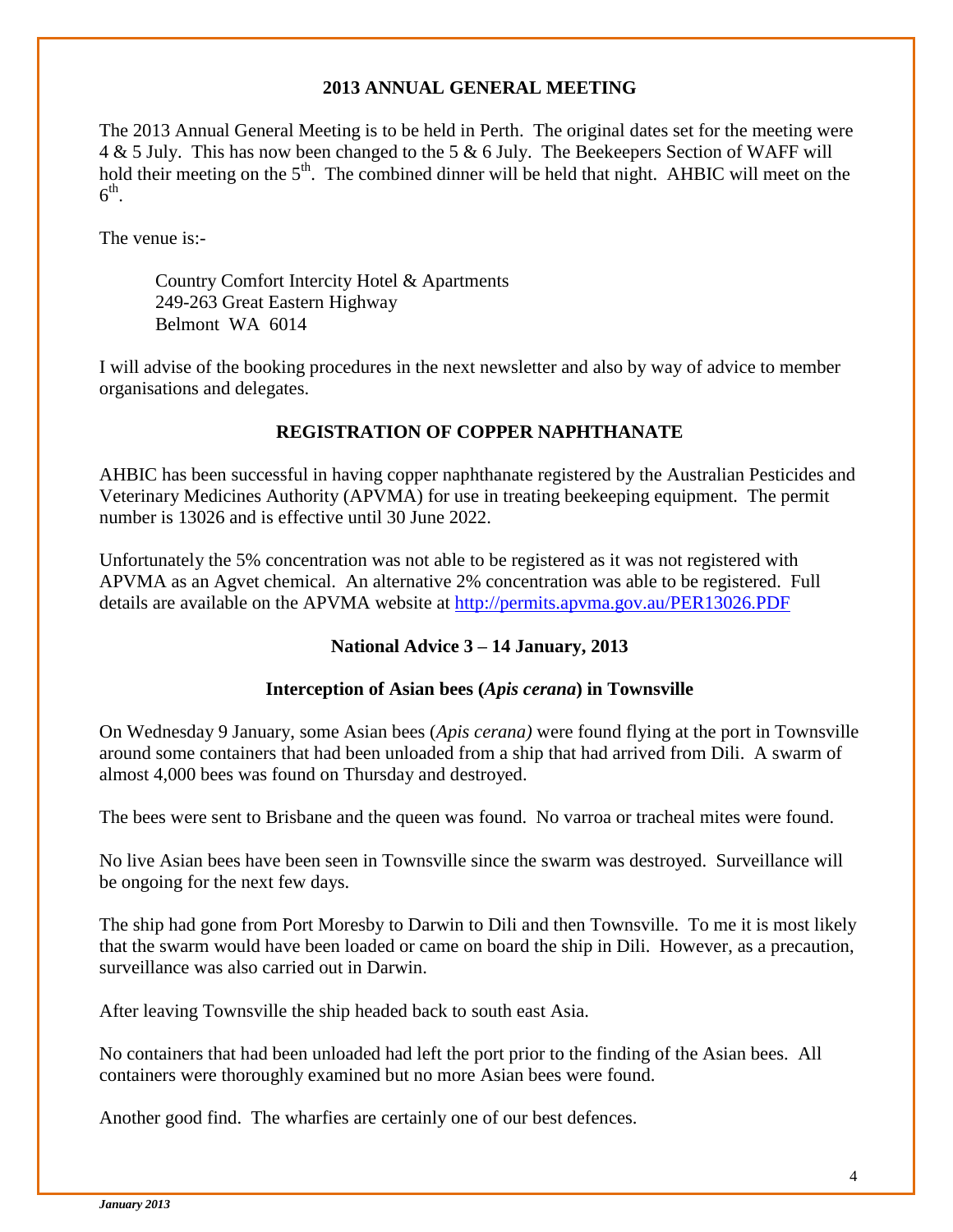## 2013 ANNUAL GENERAL MEETING

The 2013 Annual General Meeting is to be held in Perth. The original dates set for the meeting were 4 & 5 July. This has now been changed to the 5 & 6 July. The Beekeepers Section of WAFF will hold their meeting on the 5th. The combined dinner will be held that night. AHBIC will meet on the 6th.

The venue is:-

Country Comfort Intercity Hotel & Apartments
249-263 Great Eastern Highway
Belmont WA 6014

I will advise of the booking procedures in the next newsletter and also by way of advice to member organisations and delegates.

## REGISTRATION OF COPPER NAPHTHANATE

AHBIC has been successful in having copper naphthanate registered by the Australian Pesticides and Veterinary Medicines Authority (APVMA) for use in treating beekeeping equipment. The permit number is 13026 and is effective until 30 June 2022.

Unfortunately the 5% concentration was not able to be registered as it was not registered with APVMA as an Agvet chemical. An alternative 2% concentration was able to be registered. Full details are available on the APVMA website at http://permits.apvma.gov.au/PER13026.PDF

## National Advice 3 – 14 January, 2013

### Interception of Asian bees (*Apis cerana*) in Townsville

On Wednesday 9 January, some Asian bees (*Apis cerana)* were found flying at the port in Townsville around some containers that had been unloaded from a ship that had arrived from Dili. A swarm of almost 4,000 bees was found on Thursday and destroyed.

The bees were sent to Brisbane and the queen was found. No varroa or tracheal mites were found.

No live Asian bees have been seen in Townsville since the swarm was destroyed. Surveillance will be ongoing for the next few days.

The ship had gone from Port Moresby to Darwin to Dili and then Townsville. To me it is most likely that the swarm would have been loaded or came on board the ship in Dili. However, as a precaution, surveillance was also carried out in Darwin.

After leaving Townsville the ship headed back to south east Asia.

No containers that had been unloaded had left the port prior to the finding of the Asian bees. All containers were thoroughly examined but no more Asian bees were found.

Another good find. The wharfies are certainly one of our best defences.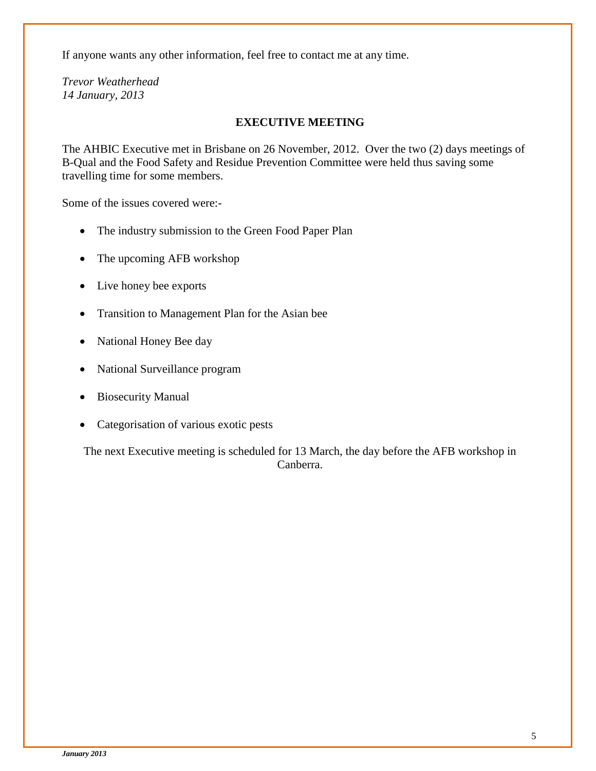If anyone wants any other information, feel free to contact me at any time.

*Trevor Weatherhead*
*14 January, 2013*

## EXECUTIVE MEETING

The AHBIC Executive met in Brisbane on 26 November, 2012. Over the two (2) days meetings of B-Qual and the Food Safety and Residue Prevention Committee were held thus saving some travelling time for some members.

Some of the issues covered were:-

- The industry submission to the Green Food Paper Plan
- The upcoming AFB workshop
- Live honey bee exports
- Transition to Management Plan for the Asian bee
- National Honey Bee day
- National Surveillance program
- Biosecurity Manual
- Categorisation of various exotic pests

The next Executive meeting is scheduled for 13 March, the day before the AFB workshop in Canberra.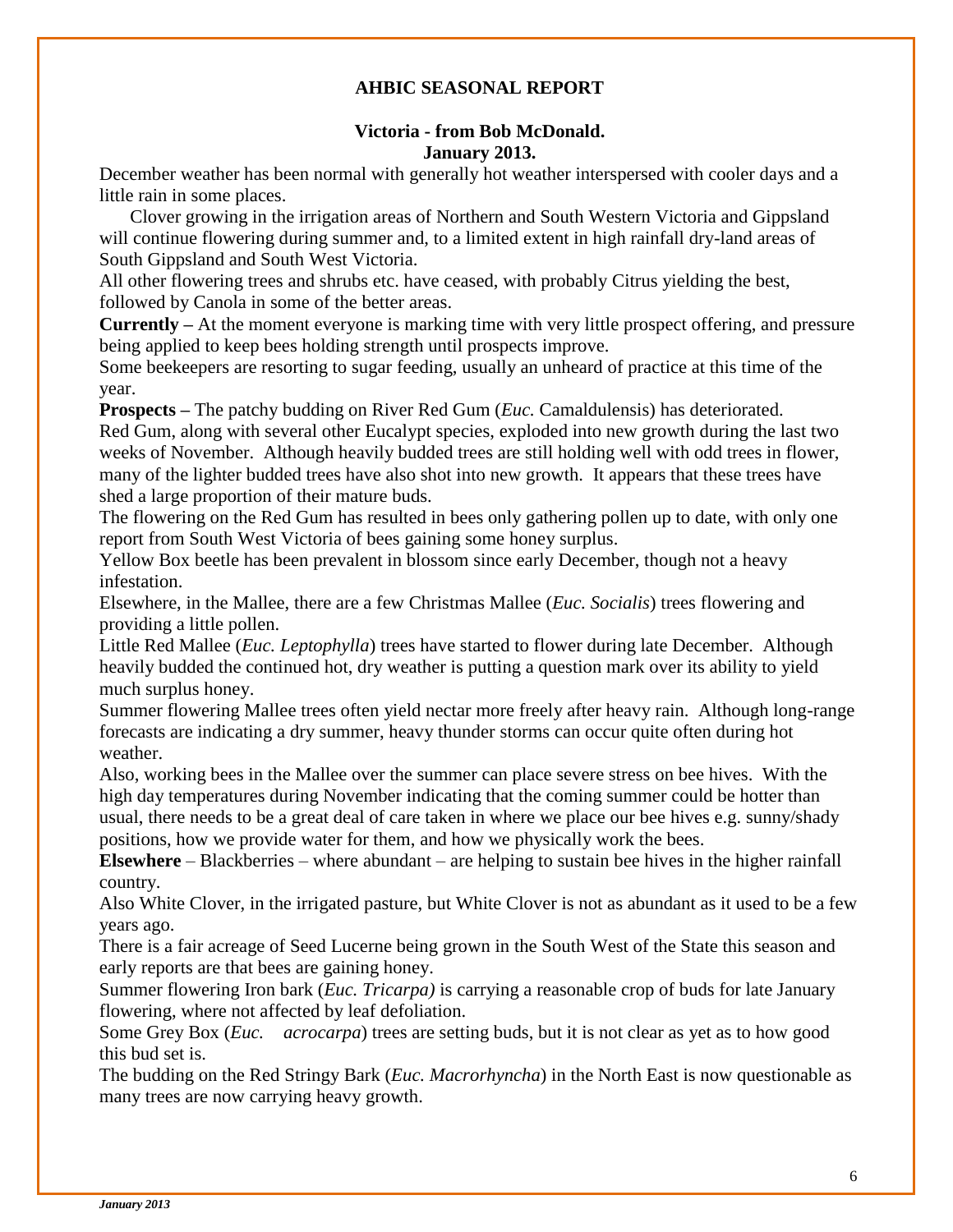# AHBIC SEASONAL REPORT

## Victoria - from Bob McDonald.
## January 2013.

December weather has been normal with generally hot weather interspersed with cooler days and a little rain in some places.

Clover growing in the irrigation areas of Northern and South Western Victoria and Gippsland will continue flowering during summer and, to a limited extent in high rainfall dry-land areas of South Gippsland and South West Victoria.

All other flowering trees and shrubs etc. have ceased, with probably Citrus yielding the best, followed by Canola in some of the better areas.

**Currently –** At the moment everyone is marking time with very little prospect offering, and pressure being applied to keep bees holding strength until prospects improve.

Some beekeepers are resorting to sugar feeding, usually an unheard of practice at this time of the year.

**Prospects –** The patchy budding on River Red Gum (*Euc.* Camaldulensis) has deteriorated. Red Gum, along with several other Eucalypt species, exploded into new growth during the last two weeks of November. Although heavily budded trees are still holding well with odd trees in flower, many of the lighter budded trees have also shot into new growth. It appears that these trees have shed a large proportion of their mature buds.

The flowering on the Red Gum has resulted in bees only gathering pollen up to date, with only one report from South West Victoria of bees gaining some honey surplus.

Yellow Box beetle has been prevalent in blossom since early December, though not a heavy infestation.

Elsewhere, in the Mallee, there are a few Christmas Mallee (*Euc. Socialis*) trees flowering and providing a little pollen.

Little Red Mallee (*Euc. Leptophylla*) trees have started to flower during late December. Although heavily budded the continued hot, dry weather is putting a question mark over its ability to yield much surplus honey.

Summer flowering Mallee trees often yield nectar more freely after heavy rain. Although long-range forecasts are indicating a dry summer, heavy thunder storms can occur quite often during hot weather.

Also, working bees in the Mallee over the summer can place severe stress on bee hives. With the high day temperatures during November indicating that the coming summer could be hotter than usual, there needs to be a great deal of care taken in where we place our bee hives e.g. sunny/shady positions, how we provide water for them, and how we physically work the bees.

**Elsewhere** – Blackberries – where abundant – are helping to sustain bee hives in the higher rainfall country.

Also White Clover, in the irrigated pasture, but White Clover is not as abundant as it used to be a few years ago.

There is a fair acreage of Seed Lucerne being grown in the South West of the State this season and early reports are that bees are gaining honey.

Summer flowering Iron bark (*Euc. Tricarpa)* is carrying a reasonable crop of buds for late January flowering, where not affected by leaf defoliation.

Some Grey Box (*Euc. acrocarpa*) trees are setting buds, but it is not clear as yet as to how good this bud set is.

The budding on the Red Stringy Bark (*Euc. Macrorhyncha*) in the North East is now questionable as many trees are now carrying heavy growth.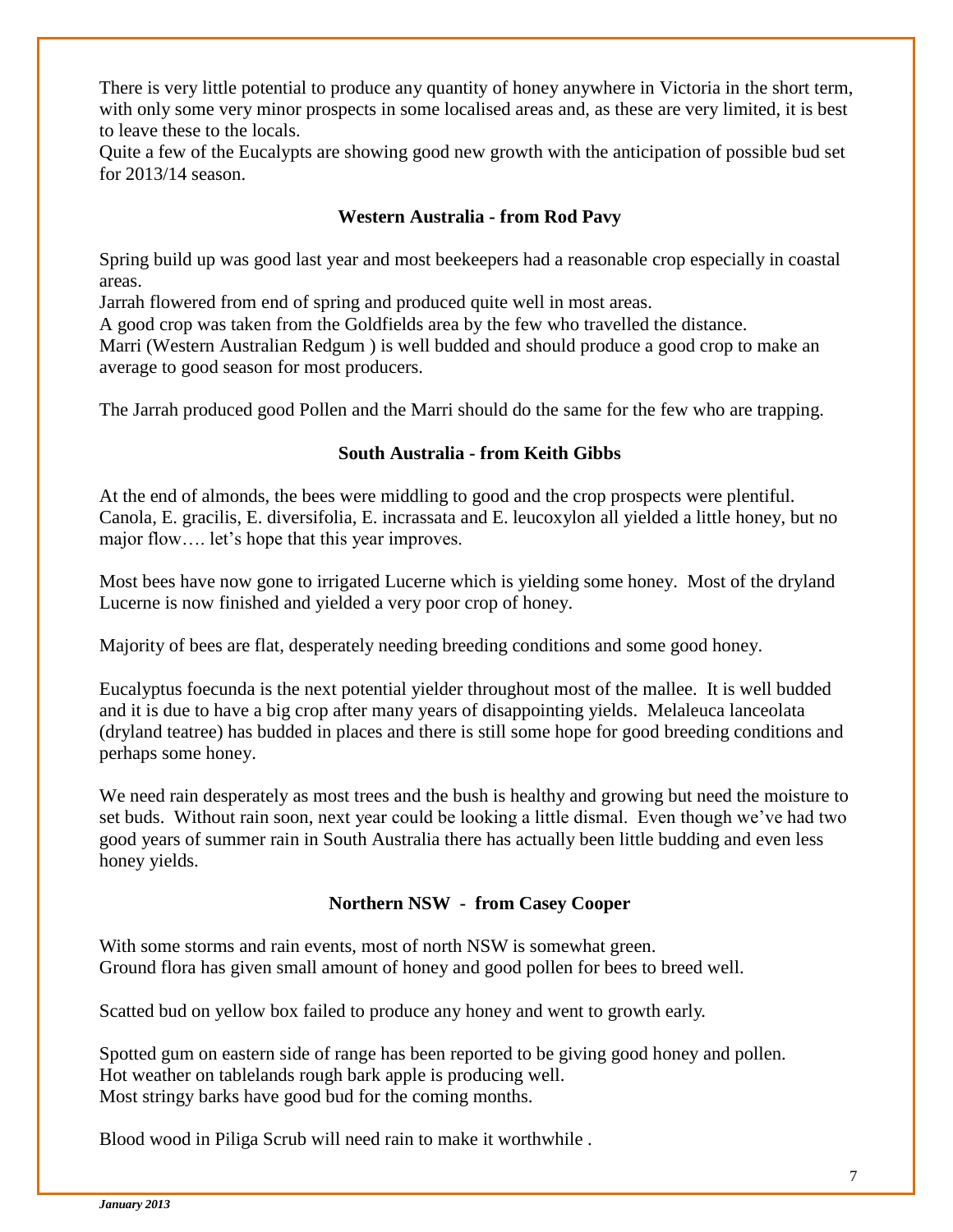There is very little potential to produce any quantity of honey anywhere in Victoria in the short term, with only some very minor prospects in some localised areas and, as these are very limited, it is best to leave these to the locals.

Quite a few of the Eucalypts are showing good new growth with the anticipation of possible bud set for 2013/14 season.

### Western Australia - from Rod Pavy

Spring build up was good last year and most beekeepers had a reasonable crop especially in coastal areas.

Jarrah flowered from end of spring and produced quite well in most areas.

A good crop was taken from the Goldfields area by the few who travelled the distance.

Marri (Western Australian Redgum ) is well budded and should produce a good crop to make an average to good season for most producers.

The Jarrah produced good Pollen and the Marri should do the same for the few who are trapping.

### South Australia - from Keith Gibbs

At the end of almonds, the bees were middling to good and the crop prospects were plentiful. Canola, E. gracilis, E. diversifolia, E. incrassata and E. leucoxylon all yielded a little honey, but no major flow…. let's hope that this year improves.

Most bees have now gone to irrigated Lucerne which is yielding some honey. Most of the dryland Lucerne is now finished and yielded a very poor crop of honey.

Majority of bees are flat, desperately needing breeding conditions and some good honey.

Eucalyptus foecunda is the next potential yielder throughout most of the mallee. It is well budded and it is due to have a big crop after many years of disappointing yields. Melaleuca lanceolata (dryland teatree) has budded in places and there is still some hope for good breeding conditions and perhaps some honey.

We need rain desperately as most trees and the bush is healthy and growing but need the moisture to set buds. Without rain soon, next year could be looking a little dismal. Even though we've had two good years of summer rain in South Australia there has actually been little budding and even less honey yields.

### Northern NSW - from Casey Cooper

With some storms and rain events, most of north NSW is somewhat green.

Ground flora has given small amount of honey and good pollen for bees to breed well.

Scatted bud on yellow box failed to produce any honey and went to growth early.

Spotted gum on eastern side of range has been reported to be giving good honey and pollen.

Hot weather on tablelands rough bark apple is producing well.

Most stringy barks have good bud for the coming months.

Blood wood in Piliga Scrub will need rain to make it worthwhile .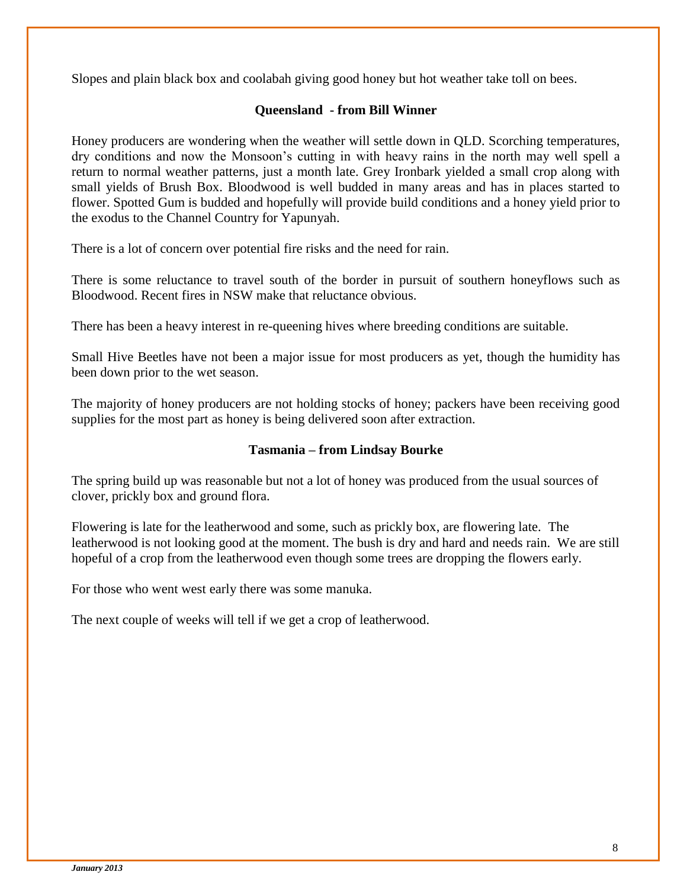Slopes and plain black box and coolabah giving good honey but hot weather take toll on bees.

### Queensland - from Bill Winner

Honey producers are wondering when the weather will settle down in QLD. Scorching temperatures, dry conditions and now the Monsoon's cutting in with heavy rains in the north may well spell a return to normal weather patterns, just a month late. Grey Ironbark yielded a small crop along with small yields of Brush Box. Bloodwood is well budded in many areas and has in places started to flower. Spotted Gum is budded and hopefully will provide build conditions and a honey yield prior to the exodus to the Channel Country for Yapunyah.

There is a lot of concern over potential fire risks and the need for rain.

There is some reluctance to travel south of the border in pursuit of southern honeyflows such as Bloodwood. Recent fires in NSW make that reluctance obvious.

There has been a heavy interest in re-queening hives where breeding conditions are suitable.

Small Hive Beetles have not been a major issue for most producers as yet, though the humidity has been down prior to the wet season.

The majority of honey producers are not holding stocks of honey; packers have been receiving good supplies for the most part as honey is being delivered soon after extraction.

### Tasmania – from Lindsay Bourke

The spring build up was reasonable but not a lot of honey was produced from the usual sources of clover, prickly box and ground flora.

Flowering is late for the leatherwood and some, such as prickly box, are flowering late. The leatherwood is not looking good at the moment. The bush is dry and hard and needs rain. We are still hopeful of a crop from the leatherwood even though some trees are dropping the flowers early.

For those who went west early there was some manuka.

The next couple of weeks will tell if we get a crop of leatherwood.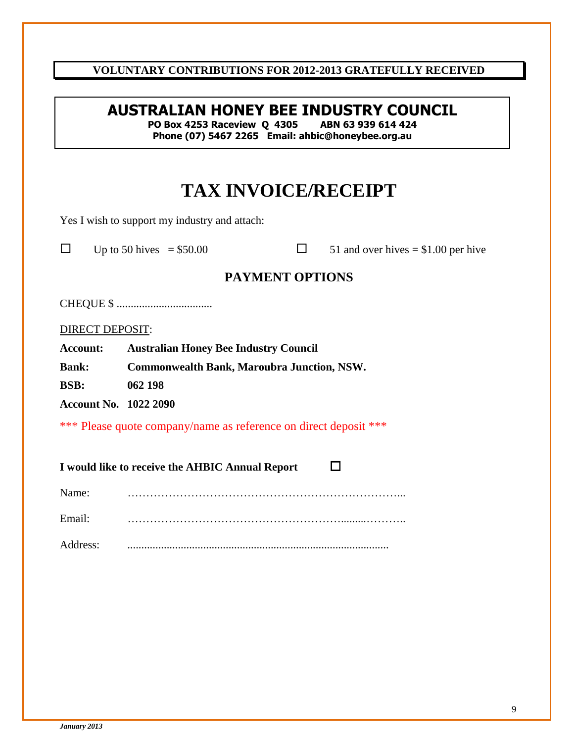**VOLUNTARY CONTRIBUTIONS FOR 2012-2013 GRATEFULLY RECEIVED**

## AUSTRALIAN HONEY BEE INDUSTRY COUNCIL

**PO Box 4253 Raceview Q 4305 ABN 63 939 614 424**
**Phone (07) 5467 2265 Email: ahbic@honeybee.org.au**

# TAX INVOICE/RECEIPT

Yes I wish to support my industry and attach:

☐ Up to 50 hives = $50.00 ☐ 51 and over hives = $1.00 per hive

## PAYMENT OPTIONS

CHEQUE $ ..................................

DIRECT DEPOSIT:

**Account:** **Australian Honey Bee Industry Council**

**Bank:** **Commonwealth Bank, Maroubra Junction, NSW.**

**BSB:** **062 198**

**Account No.** **1022 2090**

*** Please quote company/name as reference on direct deposit ***

**I would like to receive the AHBIC Annual Report** ☐

Name: ………………………………………………………………...

Email: ………………………………………………….........………..

Address: ............................................................................................